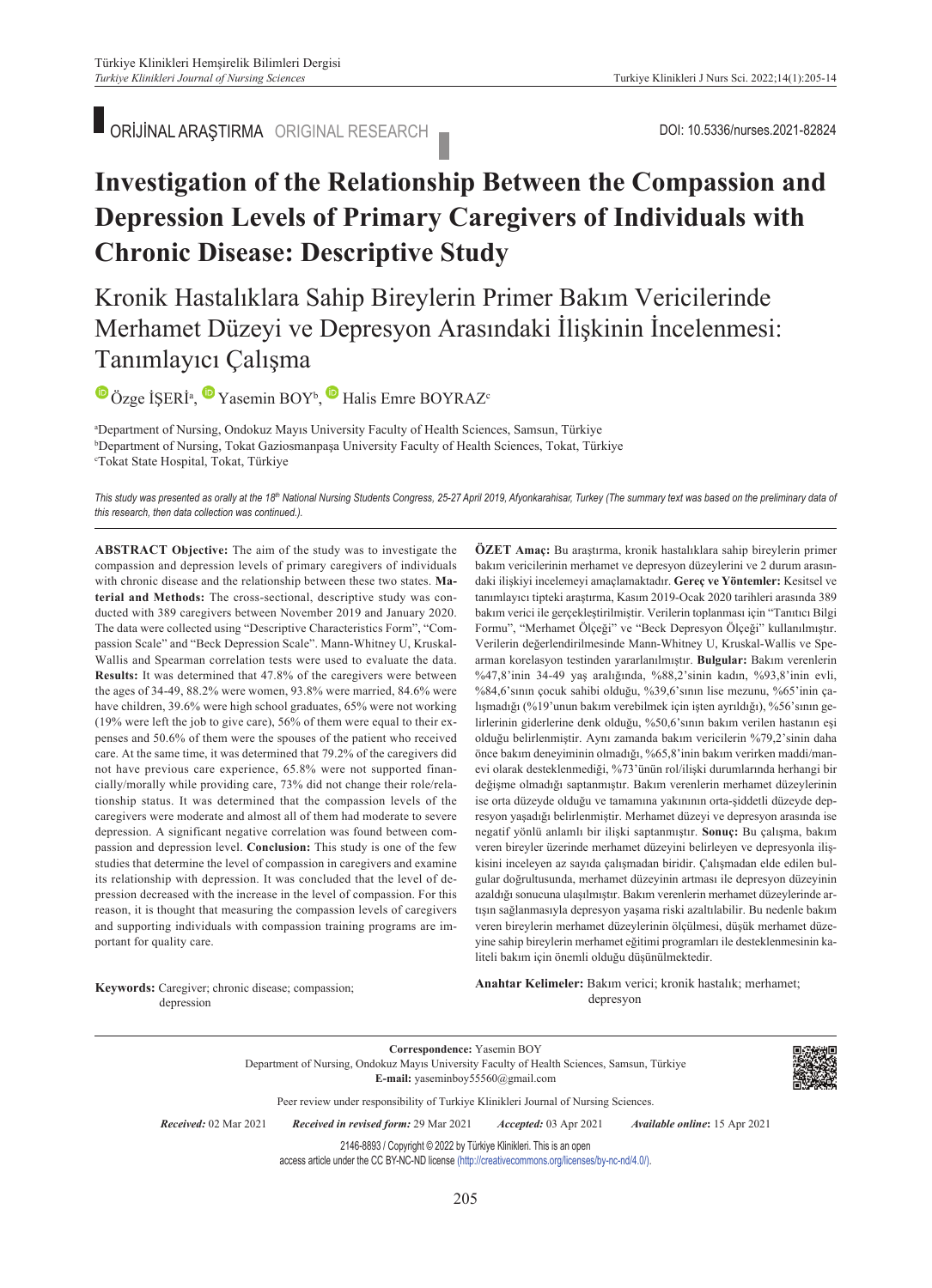ORİJİNAL ARAŞTIRMA ORIGINAL RESEARCH

DOI: 10.5336/nurses.2021-82824

# Investigation of the Relationship Between the Compassion and Depression Levels of Primary Caregivers of Individuals with Chronic Disease: Descriptive Study

## Kronik Hastalıklara Sahip Bireylerin Primer Bakım Vericilerinde Merhamet Düzeyi ve Depresyon Arasındaki İlişkinin İncelenmesi: Tanımlayıcı Çalışma

Özge İŞERİ[a], Yasemin BOY[b], Halis Emre BOYRAZ[c]

[a]Department of Nursing, Ondokuz Mayıs University Faculty of Health Sciences, Samsun, Türkiye
[b]Department of Nursing, Tokat Gaziosmanpaşa University Faculty of Health Sciences, Tokat, Türkiye
[c]Tokat State Hospital, Tokat, Türkiye

*This study was presented as orally at the 18th National Nursing Students Congress, 25-27 April 2019, Afyonkarahisar, Turkey (The summary text was based on the preliminary data of this research, then data collection was continued.).*

**ABSTRACT Objective:** The aim of the study was to investigate the compassion and depression levels of primary caregivers of individuals with chronic disease and the relationship between these two states. **Material and Methods:** The cross-sectional, descriptive study was conducted with 389 caregivers between November 2019 and January 2020. The data were collected using "Descriptive Characteristics Form", "Compassion Scale" and "Beck Depression Scale". Mann-Whitney U, Kruskal-Wallis and Spearman correlation tests were used to evaluate the data. **Results:** It was determined that 47.8% of the caregivers were between the ages of 34-49, 88.2% were women, 93.8% were married, 84.6% were have children, 39.6% were high school graduates, 65% were not working (19% were left the job to give care), 56% of them were equal to their expenses and 50.6% of them were the spouses of the patient who received care. At the same time, it was determined that 79.2% of the caregivers did not have previous care experience, 65.8% were not supported financially/morally while providing care, 73% did not change their role/relationship status. It was determined that the compassion levels of the caregivers were moderate and almost all of them had moderate to severe depression. A significant negative correlation was found between compassion and depression level. **Conclusion:** This study is one of the few studies that determine the level of compassion in caregivers and examine its relationship with depression. It was concluded that the level of depression decreased with the increase in the level of compassion. For this reason, it is thought that measuring the compassion levels of caregivers and supporting individuals with compassion training programs are important for quality care.

**Keywords:** Caregiver; chronic disease; compassion; depression

**ÖZET Amaç:** Bu araştırma, kronik hastalıklara sahip bireylerin primer bakım vericilerinin merhamet ve depresyon düzeylerini ve 2 durum arasındaki ilişkiyi incelemeyi amaçlamaktadır. **Gereç ve Yöntemler:** Kesitsel ve tanımlayıcı tipteki araştırma, Kasım 2019-Ocak 2020 tarihleri arasında 389 bakım verici ile gerçekleştirilmiştir. Verilerin toplanması için "Tanıtıcı Bilgi Formu", "Merhamet Ölçeği" ve "Beck Depresyon Ölçeği" kullanılmıştır. Verilerin değerlendirilmesinde Mann-Whitney U, Kruskal-Wallis ve Spearman korelasyon testinden yararlanılmıştır. **Bulgular:** Bakım verenlerin %47,8'inin 34-49 yaş aralığında, %88,2'sinin kadın, %93,8'inin evli, %84,6'sının çocuk sahibi olduğu, %39,6'sının lise mezunu, %65'inin çalışmadığı (%19'unun bakım verebilmek için işten ayrıldığı), %56'sının gelirlerinin giderlerine denk olduğu, %50,6'sının bakım verilen hastanın eşi olduğu belirlenmiştir. Aynı zamanda bakım vericilerin %79,2'sinin daha önce bakım deneyiminin olmadığı, %65,8'inin bakım verirken maddi/manevi olarak desteklenmediği, %73'ünün rol/ilişki durumlarında herhangi bir değişme olmadığı saptanmıştır. Bakım verenlerin merhamet düzeylerinin ise orta düzeyde olduğu ve tamamına yakınının orta-şiddetli düzeyde depresyon yaşadığı belirlenmiştir. Merhamet düzeyi ve depresyon arasında ise negatif yönlü anlamlı bir ilişki saptanmıştır. **Sonuç:** Bu çalışma, bakım veren bireyler üzerinde merhamet düzeyini belirleyen ve depresyonla ilişkisini inceleyen az sayıda çalışmadan biridir. Çalışmadan elde edilen bulgular doğrultusunda, merhamet düzeyinin artması ile depresyon düzeyinin azaldığı sonucuna ulaşılmıştır. Bakım verenlerin merhamet düzeylerinde artışın sağlanmasıyla depresyon yaşama riski azaltılabilir. Bu nedenle bakım veren bireylerin merhamet düzeylerinin ölçülmesi, düşük merhamet düzeyine sahip bireylerin merhamet eğitimi programları ile desteklenmesinin kaliteli bakım için önemli olduğu düşünülmektedir.

**Anahtar Kelimeler:** Bakım verici; kronik hastalık; merhamet; depresyon

**Correspondence:** Yasemin BOY
Department of Nursing, Ondokuz Mayıs University Faculty of Health Sciences, Samsun, Türkiye
**E-mail:** yaseminboy55560@gmail.com

Peer review under responsibility of Turkiye Klinikleri Journal of Nursing Sciences.

***Received:*** 02 Mar 2021 ***Received in revised form:*** 29 Mar 2021 ***Accepted:*** 03 Apr 2021 ***Available online:*** 15 Apr 2021

2146-8893 / Copyright © 2022 by Türkiye Klinikleri. This is an open access article under the CC BY-NC-ND license (http://creativecommons.org/licenses/by-nc-nd/4.0/).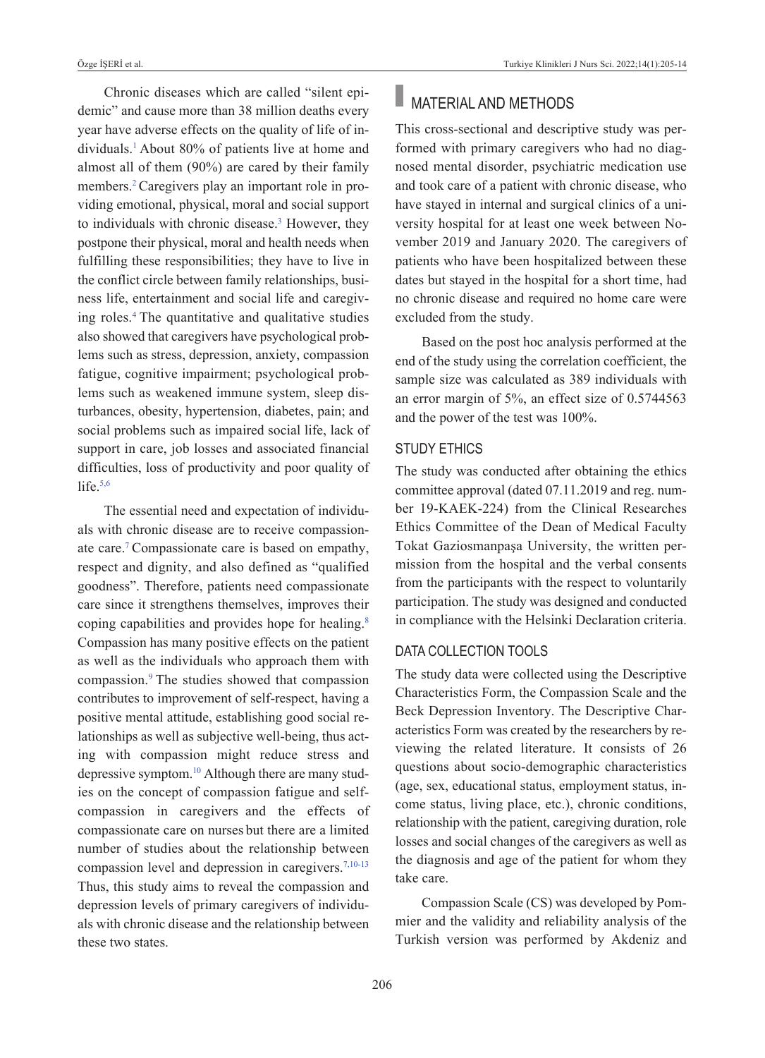Chronic diseases which are called "silent epidemic" and cause more than 38 million deaths every year have adverse effects on the quality of life of individuals.[1] About 80% of patients live at home and almost all of them (90%) are cared by their family members.[2] Caregivers play an important role in providing emotional, physical, moral and social support to individuals with chronic disease.[3] However, they postpone their physical, moral and health needs when fulfilling these responsibilities; they have to live in the conflict circle between family relationships, business life, entertainment and social life and caregiving roles.[4] The quantitative and qualitative studies also showed that caregivers have psychological problems such as stress, depression, anxiety, compassion fatigue, cognitive impairment; psychological problems such as weakened immune system, sleep disturbances, obesity, hypertension, diabetes, pain; and social problems such as impaired social life, lack of support in care, job losses and associated financial difficulties, loss of productivity and poor quality of life.[5,6]

The essential need and expectation of individuals with chronic disease are to receive compassionate care.[7] Compassionate care is based on empathy, respect and dignity, and also defined as "qualified goodness". Therefore, patients need compassionate care since it strengthens themselves, improves their coping capabilities and provides hope for healing.[8] Compassion has many positive effects on the patient as well as the individuals who approach them with compassion.[9] The studies showed that compassion contributes to improvement of self-respect, having a positive mental attitude, establishing good social relationships as well as subjective well-being, thus acting with compassion might reduce stress and depressive symptom.[10] Although there are many studies on the concept of compassion fatigue and self-compassion in caregivers and the effects of compassionate care on nurses but there are a limited number of studies about the relationship between compassion level and depression in caregivers.[7,10-13] Thus, this study aims to reveal the compassion and depression levels of primary caregivers of individuals with chronic disease and the relationship between these two states.

## MATERIAL AND METHODS

This cross-sectional and descriptive study was performed with primary caregivers who had no diagnosed mental disorder, psychiatric medication use and took care of a patient with chronic disease, who have stayed in internal and surgical clinics of a university hospital for at least one week between November 2019 and January 2020. The caregivers of patients who have been hospitalized between these dates but stayed in the hospital for a short time, had no chronic disease and required no home care were excluded from the study.

Based on the post hoc analysis performed at the end of the study using the correlation coefficient, the sample size was calculated as 389 individuals with an error margin of 5%, an effect size of 0.5744563 and the power of the test was 100%.

### STUDY ETHICS

The study was conducted after obtaining the ethics committee approval (dated 07.11.2019 and reg. number 19-KAEK-224) from the Clinical Researches Ethics Committee of the Dean of Medical Faculty Tokat Gaziosmanpaşa University, the written permission from the hospital and the verbal consents from the participants with the respect to voluntarily participation. The study was designed and conducted in compliance with the Helsinki Declaration criteria.

### DATA COLLECTION TOOLS

The study data were collected using the Descriptive Characteristics Form, the Compassion Scale and the Beck Depression Inventory. The Descriptive Characteristics Form was created by the researchers by reviewing the related literature. It consists of 26 questions about socio-demographic characteristics (age, sex, educational status, employment status, income status, living place, etc.), chronic conditions, relationship with the patient, caregiving duration, role losses and social changes of the caregivers as well as the diagnosis and age of the patient for whom they take care.

Compassion Scale (CS) was developed by Pommier and the validity and reliability analysis of the Turkish version was performed by Akdeniz and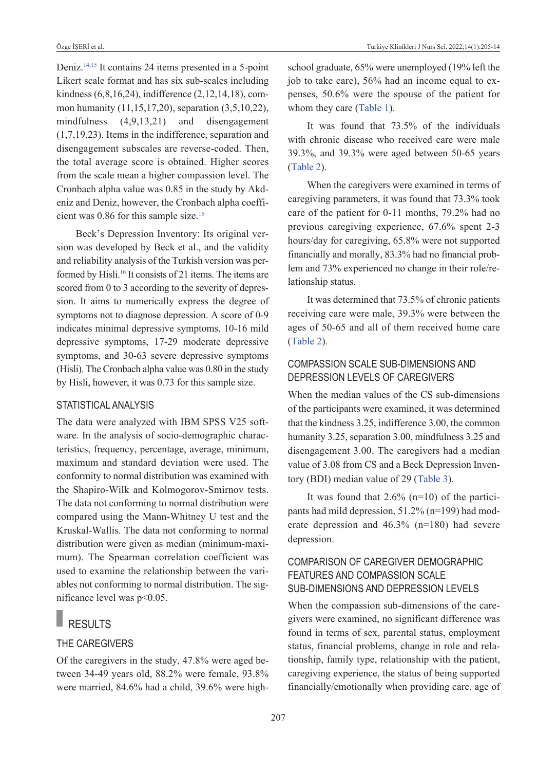Deniz.[14,15] It contains 24 items presented in a 5-point Likert scale format and has six sub-scales including kindness (6,8,16,24), indifference (2,12,14,18), common humanity (11,15,17,20), separation (3,5,10,22), mindfulness (4,9,13,21) and disengagement (1,7,19,23). Items in the indifference, separation and disengagement subscales are reverse-coded. Then, the total average score is obtained. Higher scores from the scale mean a higher compassion level. The Cronbach alpha value was 0.85 in the study by Akdeniz and Deniz, however, the Cronbach alpha coefficient was 0.86 for this sample size.[15]

Beck's Depression Inventory: Its original version was developed by Beck et al., and the validity and reliability analysis of the Turkish version was performed by Hisli.[16] It consists of 21 items. The items are scored from 0 to 3 according to the severity of depression. It aims to numerically express the degree of symptoms not to diagnose depression. A score of 0-9 indicates minimal depressive symptoms, 10-16 mild depressive symptoms, 17-29 moderate depressive symptoms, and 30-63 severe depressive symptoms (Hisli). The Cronbach alpha value was 0.80 in the study by Hisli, however, it was 0.73 for this sample size.

### STATISTICAL ANALYSIS

The data were analyzed with IBM SPSS V25 software. In the analysis of socio-demographic characteristics, frequency, percentage, average, minimum, maximum and standard deviation were used. The conformity to normal distribution was examined with the Shapiro-Wilk and Kolmogorov-Smirnov tests. The data not conforming to normal distribution were compared using the Mann-Whitney U test and the Kruskal-Wallis. The data not conforming to normal distribution were given as median (minimum-maximum). The Spearman correlation coefficient was used to examine the relationship between the variables not conforming to normal distribution. The significance level was $p<0.05$.

## RESULTS

### THE CAREGIVERS

Of the caregivers in the study, 47.8% were aged between 34-49 years old, 88.2% were female, 93.8% were married, 84.6% had a child, 39.6% were high-school graduate, 65% were unemployed (19% left the job to take care), 56% had an income equal to expenses, 50.6% were the spouse of the patient for whom they care (Table 1).

It was found that 73.5% of the individuals with chronic disease who received care were male 39.3%, and 39.3% were aged between 50-65 years (Table 2).

When the caregivers were examined in terms of caregiving parameters, it was found that 73.3% took care of the patient for 0-11 months, 79.2% had no previous caregiving experience, 67.6% spent 2-3 hours/day for caregiving, 65.8% were not supported financially and morally, 83.3% had no financial problem and 73% experienced no change in their role/relationship status.

It was determined that 73.5% of chronic patients receiving care were male, 39.3% were between the ages of 50-65 and all of them received home care (Table 2).

### COMPASSION SCALE SUB-DIMENSIONS AND DEPRESSION LEVELS OF CAREGIVERS

When the median values of the CS sub-dimensions of the participants were examined, it was determined that the kindness 3.25, indifference 3.00, the common humanity 3.25, separation 3.00, mindfulness 3.25 and disengagement 3.00. The caregivers had a median value of 3.08 from CS and a Beck Depression Inventory (BDI) median value of 29 (Table 3).

It was found that 2.6% (n=10) of the participants had mild depression, 51.2% (n=199) had moderate depression and 46.3% (n=180) had severe depression.

### COMPARISON OF CAREGIVER DEMOGRAPHIC FEATURES AND COMPASSION SCALE SUB-DIMENSIONS AND DEPRESSION LEVELS

When the compassion sub-dimensions of the caregivers were examined, no significant difference was found in terms of sex, parental status, employment status, financial problems, change in role and relationship, family type, relationship with the patient, caregiving experience, the status of being supported financially/emotionally when providing care, age of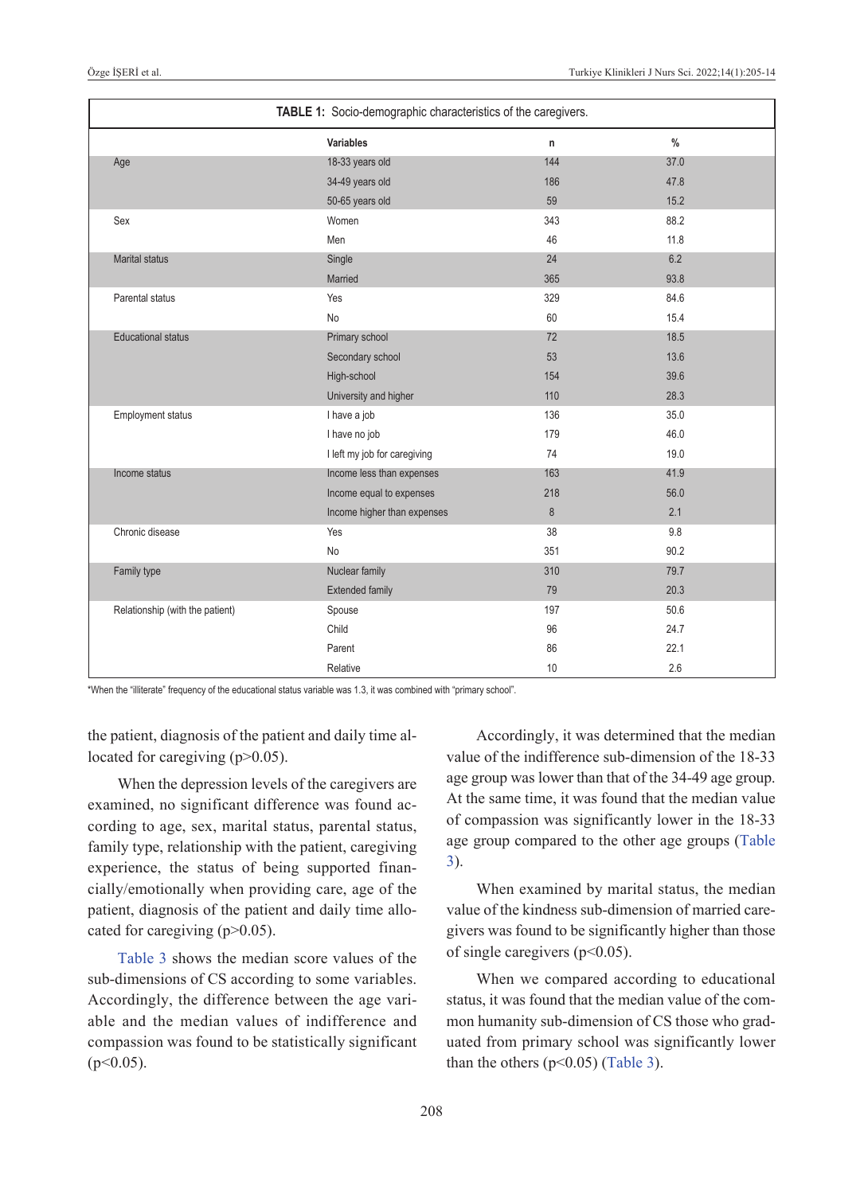**TABLE 1:** Socio-demographic characteristics of the caregivers.

| | Variables | n | % |
|---|---|---|---|
| Age | 18-33 years old | 144 | 37.0 |
| | 34-49 years old | 186 | 47.8 |
| | 50-65 years old | 59 | 15.2 |
| Sex | Women | 343 | 88.2 |
| | Men | 46 | 11.8 |
| Marital status | Single | 24 | 6.2 |
| | Married | 365 | 93.8 |
| Parental status | Yes | 329 | 84.6 |
| | No | 60 | 15.4 |
| Educational status | Primary school | 72 | 18.5 |
| | Secondary school | 53 | 13.6 |
| | High-school | 154 | 39.6 |
| | University and higher | 110 | 28.3 |
| Employment status | I have a job | 136 | 35.0 |
| | I have no job | 179 | 46.0 |
| | I left my job for caregiving | 74 | 19.0 |
| Income status | Income less than expenses | 163 | 41.9 |
| | Income equal to expenses | 218 | 56.0 |
| | Income higher than expenses | 8 | 2.1 |
| Chronic disease | Yes | 38 | 9.8 |
| | No | 351 | 90.2 |
| Family type | Nuclear family | 310 | 79.7 |
| | Extended family | 79 | 20.3 |
| Relationship (with the patient) | Spouse | 197 | 50.6 |
| | Child | 96 | 24.7 |
| | Parent | 86 | 22.1 |
| | Relative | 10 | 2.6 |

*When the "illiterate" frequency of the educational status variable was 1.3, it was combined with "primary school".

the patient, diagnosis of the patient and daily time allocated for caregiving ($p>0.05$).

When the depression levels of the caregivers are examined, no significant difference was found according to age, sex, marital status, parental status, family type, relationship with the patient, caregiving experience, the status of being supported financially/emotionally when providing care, age of the patient, diagnosis of the patient and daily time allocated for caregiving ($p>0.05$).

Table 3 shows the median score values of the sub-dimensions of CS according to some variables. Accordingly, the difference between the age variable and the median values of indifference and compassion was found to be statistically significant ($p<0.05$).

Accordingly, it was determined that the median value of the indifference sub-dimension of the 18-33 age group was lower than that of the 34-49 age group. At the same time, it was found that the median value of compassion was significantly lower in the 18-33 age group compared to the other age groups (Table 3).

When examined by marital status, the median value of the kindness sub-dimension of married caregivers was found to be significantly higher than those of single caregivers ($p<0.05$).

When we compared according to educational status, it was found that the median value of the common humanity sub-dimension of CS those who graduated from primary school was significantly lower than the others ($p<0.05$) (Table 3).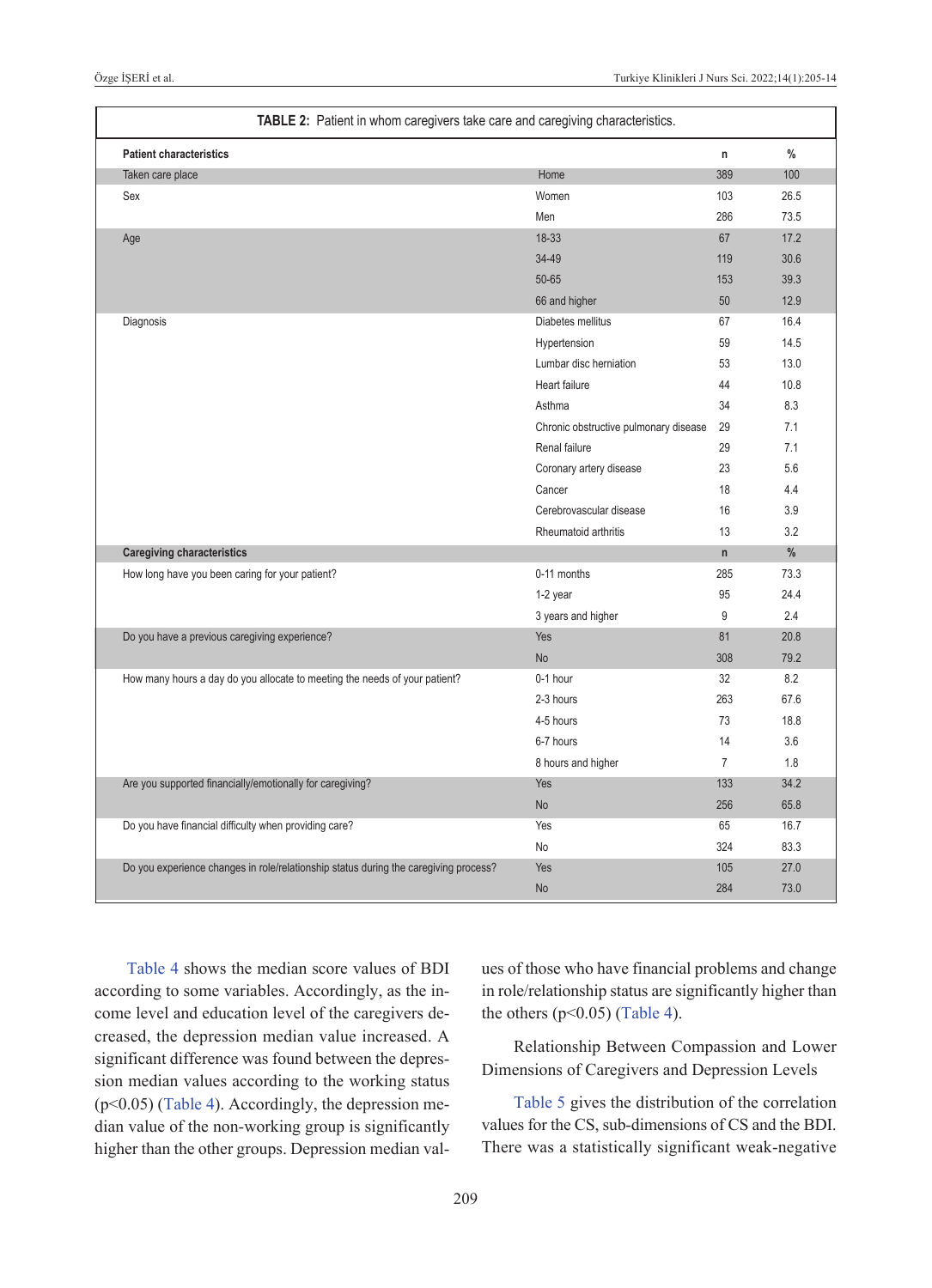**TABLE 2:** Patient in whom caregivers take care and caregiving characteristics.

| **Patient characteristics** | | **n** | **%** |
|---|---|---|---|
| Taken care place | Home | 389 | 100 |
| Sex | Women | 103 | 26.5 |
| | Men | 286 | 73.5 |
| Age | 18-33 | 67 | 17.2 |
| | 34-49 | 119 | 30.6 |
| | 50-65 | 153 | 39.3 |
| | 66 and higher | 50 | 12.9 |
| Diagnosis | Diabetes mellitus | 67 | 16.4 |
| | Hypertension | 59 | 14.5 |
| | Lumbar disc herniation | 53 | 13.0 |
| | Heart failure | 44 | 10.8 |
| | Asthma | 34 | 8.3 |
| | Chronic obstructive pulmonary disease | 29 | 7.1 |
| | Renal failure | 29 | 7.1 |
| | Coronary artery disease | 23 | 5.6 |
| | Cancer | 18 | 4.4 |
| | Cerebrovascular disease | 16 | 3.9 |
| | Rheumatoid arthritis | 13 | 3.2 |
| **Caregiving characteristics** | | **n** | **%** |
| How long have you been caring for your patient? | 0-11 months | 285 | 73.3 |
| | 1-2 year | 95 | 24.4 |
| | 3 years and higher | 9 | 2.4 |
| Do you have a previous caregiving experience? | Yes | 81 | 20.8 |
| | No | 308 | 79.2 |
| How many hours a day do you allocate to meeting the needs of your patient? | 0-1 hour | 32 | 8.2 |
| | 2-3 hours | 263 | 67.6 |
| | 4-5 hours | 73 | 18.8 |
| | 6-7 hours | 14 | 3.6 |
| | 8 hours and higher | 7 | 1.8 |
| Are you supported financially/emotionally for caregiving? | Yes | 133 | 34.2 |
| | No | 256 | 65.8 |
| Do you have financial difficulty when providing care? | Yes | 65 | 16.7 |
| | No | 324 | 83.3 |
| Do you experience changes in role/relationship status during the caregiving process? | Yes | 105 | 27.0 |
| | No | 284 | 73.0 |

Table 4 shows the median score values of BDI according to some variables. Accordingly, as the income level and education level of the caregivers decreased, the depression median value increased. A significant difference was found between the depression median values according to the working status ($p<0.05$) (Table 4). Accordingly, the depression median value of the non-working group is significantly higher than the other groups. Depression median values of those who have financial problems and change in role/relationship status are significantly higher than the others ($p<0.05$) (Table 4).

Relationship Between Compassion and Lower Dimensions of Caregivers and Depression Levels

Table 5 gives the distribution of the correlation values for the CS, sub-dimensions of CS and the BDI. There was a statistically significant weak-negative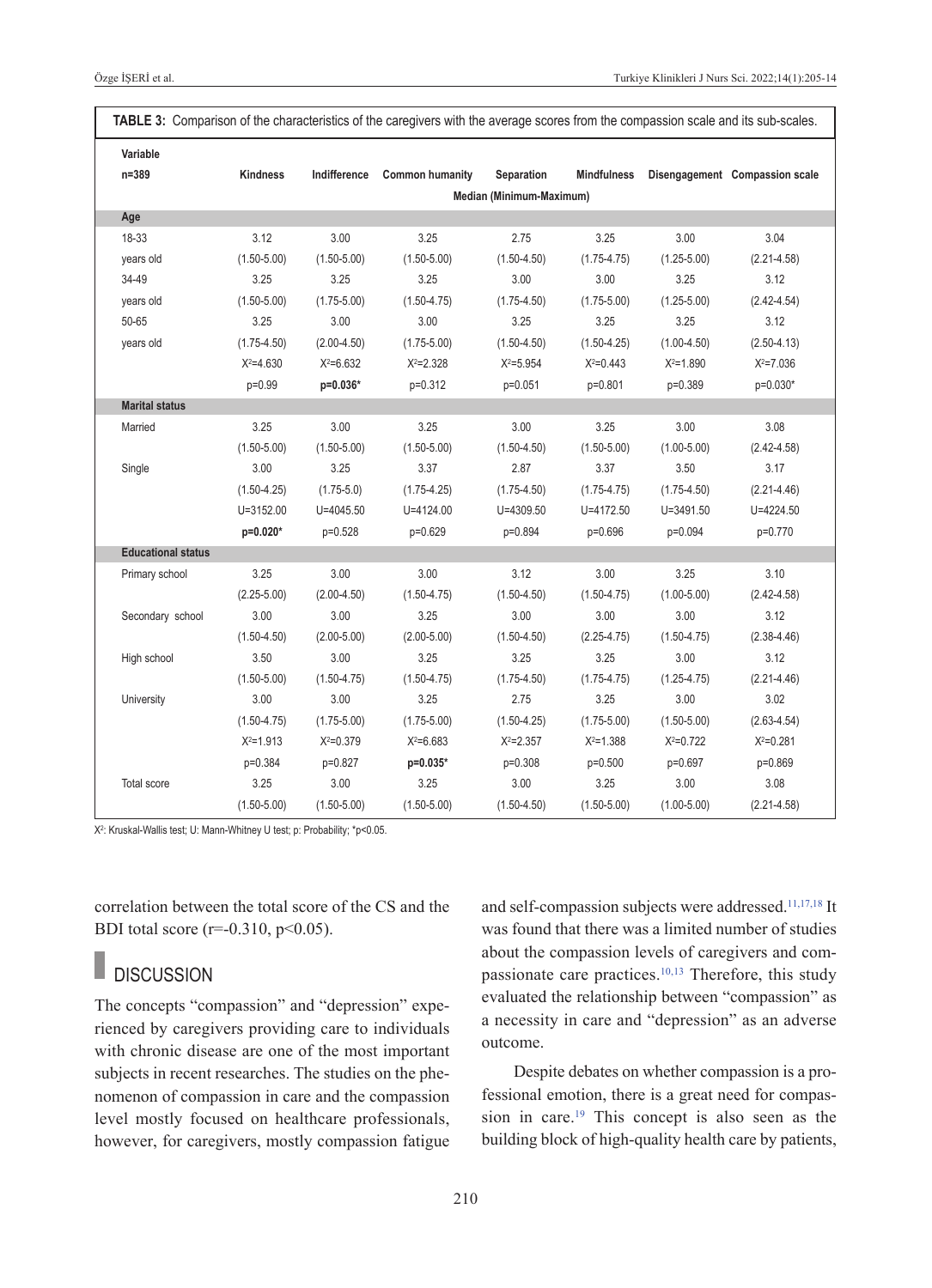**TABLE 3:** Comparison of the characteristics of the caregivers with the average scores from the compassion scale and its sub-scales.

| Variable n=389 | Kindness | Indifference | Common humanity | Separation | Mindfulness | Disengagement | Compassion scale |
|---|---|---|---|---|---|---|---|
| | Median (Minimum-Maximum) | | | | | | |
| **Age** | | | | | | | |
| 18-33 years old | 3.12 (1.50-5.00) | 3.00 (1.50-5.00) | 3.25 (1.50-5.00) | 2.75 (1.50-4.50) | 3.25 (1.75-4.75) | 3.00 (1.25-5.00) | 3.04 (2.21-4.58) |
| 34-49 years old | 3.25 (1.50-5.00) | 3.25 (1.75-5.00) | 3.25 (1.50-4.75) | 3.00 (1.75-4.50) | 3.00 (1.75-5.00) | 3.25 (1.25-5.00) | 3.12 (2.42-4.54) |
| 50-65 years old | 3.25 (1.75-4.50) | 3.00 (2.00-4.50) | 3.00 (1.75-5.00) | 3.25 (1.50-4.50) | 3.25 (1.50-4.25) | 3.25 (1.00-4.50) | 3.12 (2.50-4.13) |
| | $X^2$=4.630 p=0.99 | $X^2$=6.632 **p=0.036*** | $X^2$=2.328 p=0.312 | $X^2$=5.954 p=0.051 | $X^2$=0.443 p=0.801 | $X^2$=1.890 p=0.389 | $X^2$=7.036 p=0.030* |
| **Marital status** | | | | | | | |
| Married | 3.25 (1.50-5.00) | 3.00 (1.50-5.00) | 3.25 (1.50-5.00) | 3.00 (1.50-4.50) | 3.25 (1.50-5.00) | 3.00 (1.00-5.00) | 3.08 (2.42-4.58) |
| Single | 3.00 (1.50-4.25) | 3.25 (1.75-5.0) | 3.37 (1.75-4.25) | 2.87 (1.75-4.50) | 3.37 (1.75-4.75) | 3.50 (1.75-4.50) | 3.17 (2.21-4.46) |
| | U=3152.00 **p=0.020*** | U=4045.50 p=0.528 | U=4124.00 p=0.629 | U=4309.50 p=0.894 | U=4172.50 p=0.696 | U=3491.50 p=0.094 | U=4224.50 p=0.770 |
| **Educational status** | | | | | | | |
| Primary school | 3.25 (2.25-5.00) | 3.00 (2.00-4.50) | 3.00 (1.50-4.75) | 3.12 (1.50-4.50) | 3.00 (1.50-4.75) | 3.25 (1.00-5.00) | 3.10 (2.42-4.58) |
| Secondary school | 3.00 (1.50-4.50) | 3.00 (2.00-5.00) | 3.25 (2.00-5.00) | 3.00 (1.50-4.50) | 3.00 (2.25-4.75) | 3.00 (1.50-4.75) | 3.12 (2.38-4.46) |
| High school | 3.50 (1.50-5.00) | 3.00 (1.50-4.75) | 3.25 (1.50-4.75) | 3.25 (1.75-4.50) | 3.25 (1.75-4.75) | 3.00 (1.25-4.75) | 3.12 (2.21-4.46) |
| University | 3.00 (1.50-4.75) | 3.00 (1.75-5.00) | 3.25 (1.75-5.00) | 2.75 (1.50-4.25) | 3.25 (1.75-5.00) | 3.00 (1.50-5.00) | 3.02 (2.63-4.54) |
| | $X^2$=1.913 p=0.384 | $X^2$=0.379 p=0.827 | $X^2$=6.683 **p=0.035*** | $X^2$=2.357 p=0.308 | $X^2$=1.388 p=0.500 | $X^2$=0.722 p=0.697 | $X^2$=0.281 p=0.869 |
| Total score | 3.25 (1.50-5.00) | 3.00 (1.50-5.00) | 3.25 (1.50-5.00) | 3.00 (1.50-4.50) | 3.25 (1.50-5.00) | 3.00 (1.00-5.00) | 3.08 (2.21-4.58) |

$X^2$: Kruskal-Wallis test; U: Mann-Whitney U test; p: Probability; *p<0.05.

correlation between the total score of the CS and the BDI total score (r=-0.310, $p<0.05$).

## DISCUSSION

The concepts "compassion" and "depression" experienced by caregivers providing care to individuals with chronic disease are one of the most important subjects in recent researches. The studies on the phenomenon of compassion in care and the compassion level mostly focused on healthcare professionals, however, for caregivers, mostly compassion fatigue and self-compassion subjects were addressed.[11,17,18] It was found that there was a limited number of studies about the compassion levels of caregivers and compassionate care practices.[10,13] Therefore, this study evaluated the relationship between "compassion" as a necessity in care and "depression" as an adverse outcome.

Despite debates on whether compassion is a professional emotion, there is a great need for compassion in care.[19] This concept is also seen as the building block of high-quality health care by patients,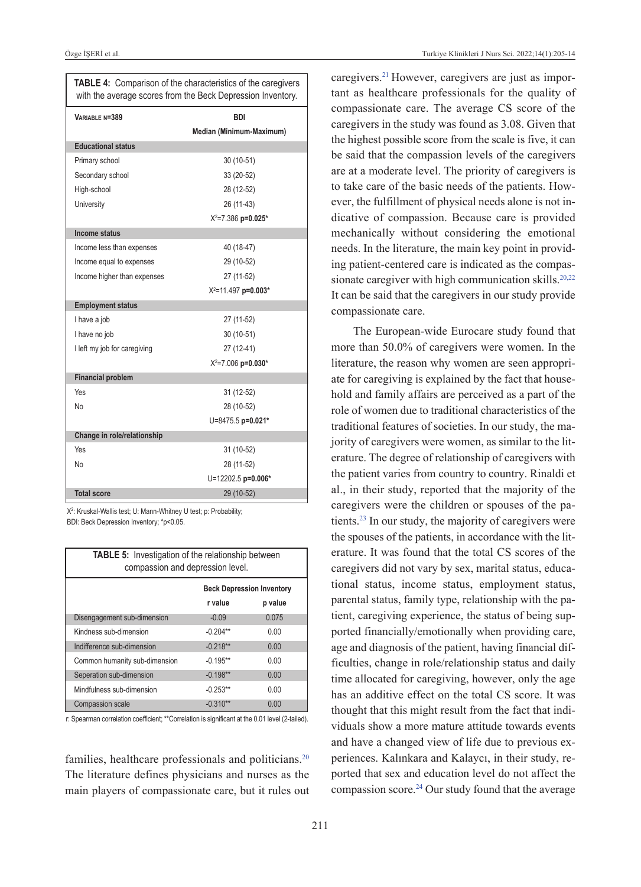**TABLE 4:** Comparison of the characteristics of the caregivers with the average scores from the Beck Depression Inventory.

| VARIABLE N=389 | BDI |
|---|---|
| | Median (Minimum-Maximum) |
| **Educational status** | |
| Primary school | 30 (10-51) |
| Secondary school | 33 (20-52) |
| High-school | 28 (12-52) |
| University | 26 (11-43) |
| | $X^2$=7.386 **p=0.025*** |
| **Income status** | |
| Income less than expenses | 40 (18-47) |
| Income equal to expenses | 29 (10-52) |
| Income higher than expenses | 27 (11-52) |
| | $X^2$=11.497 **p=0.003*** |
| **Employment status** | |
| I have a job | 27 (11-52) |
| I have no job | 30 (10-51) |
| I left my job for caregiving | 27 (12-41) |
| | $X^2$=7.006 **p=0.030*** |
| **Financial problem** | |
| Yes | 31 (12-52) |
| No | 28 (10-52) |
| | U=8475.5 **p=0.021*** |
| **Change in role/relationship** | |
| Yes | 31 (10-52) |
| No | 28 (11-52) |
| | U=12202.5 **p=0.006*** |
| **Total score** | 29 (10-52) |

$X^2$: Kruskal-Wallis test; U: Mann-Whitney U test; p: Probability; BDI: Beck Depression Inventory; *p<0.05.

**TABLE 5:** Investigation of the relationship between compassion and depression level.

| | Beck Depression Inventory | |
|---|---|---|
| | r value | p value |
| Disengagement sub-dimension | -0.09 | 0.075 |
| Kindness sub-dimension | -0.204** | 0.00 |
| Indifference sub-dimension | -0.218** | 0.00 |
| Common humanity sub-dimension | -0.195** | 0.00 |
| Seperation sub-dimension | -0.198** | 0.00 |
| Mindfulness sub-dimension | -0.253** | 0.00 |
| Compassion scale | -0.310** | 0.00 |

r: Spearman correlation coefficient; **Correlation is significant at the 0.01 level (2-tailed).

families, healthcare professionals and politicians.[20] The literature defines physicians and nurses as the main players of compassionate care, but it rules out caregivers.[21] However, caregivers are just as important as healthcare professionals for the quality of compassionate care. The average CS score of the caregivers in the study was found as 3.08. Given that the highest possible score from the scale is five, it can be said that the compassion levels of the caregivers are at a moderate level. The priority of caregivers is to take care of the basic needs of the patients. However, the fulfillment of physical needs alone is not indicative of compassion. Because care is provided mechanically without considering the emotional needs. In the literature, the main key point in providing patient-centered care is indicated as the compassionate caregiver with high communication skills.[20,22] It can be said that the caregivers in our study provide compassionate care.

The European-wide Eurocare study found that more than 50.0% of caregivers were women. In the literature, the reason why women are seen appropriate for caregiving is explained by the fact that household and family affairs are perceived as a part of the role of women due to traditional characteristics of the traditional features of societies. In our study, the majority of caregivers were women, as similar to the literature. The degree of relationship of caregivers with the patient varies from country to country. Rinaldi et al., in their study, reported that the majority of the caregivers were the children or spouses of the patients.[23] In our study, the majority of caregivers were the spouses of the patients, in accordance with the literature. It was found that the total CS scores of the caregivers did not vary by sex, marital status, educational status, income status, employment status, parental status, family type, relationship with the patient, caregiving experience, the status of being supported financially/emotionally when providing care, age and diagnosis of the patient, having financial difficulties, change in role/relationship status and daily time allocated for caregiving, however, only the age has an additive effect on the total CS score. It was thought that this might result from the fact that individuals show a more mature attitude towards events and have a changed view of life due to previous experiences. Kalınkara and Kalaycı, in their study, reported that sex and education level do not affect the compassion score.[24] Our study found that the average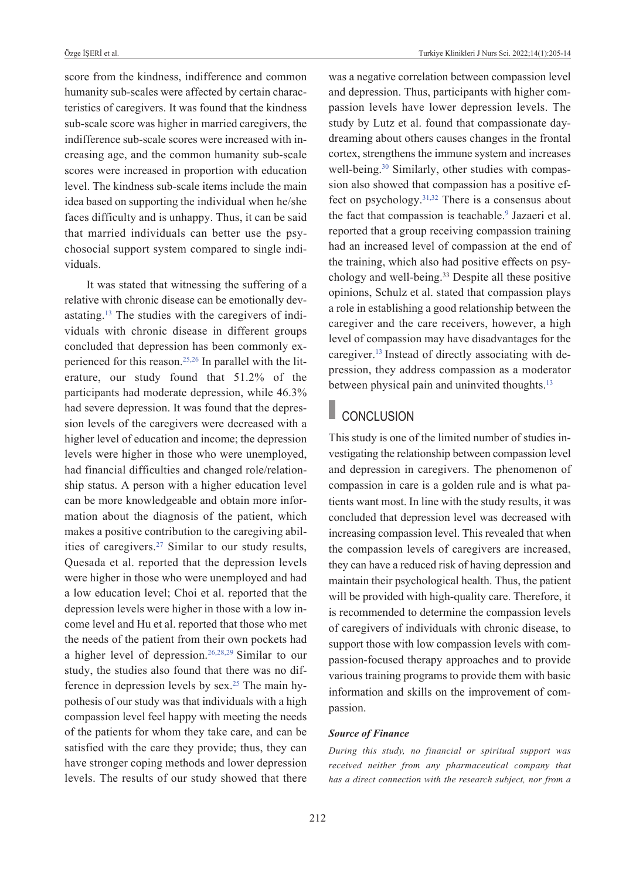score from the kindness, indifference and common humanity sub-scales were affected by certain characteristics of caregivers. It was found that the kindness sub-scale score was higher in married caregivers, the indifference sub-scale scores were increased with increasing age, and the common humanity sub-scale scores were increased in proportion with education level. The kindness sub-scale items include the main idea based on supporting the individual when he/she faces difficulty and is unhappy. Thus, it can be said that married individuals can better use the psychosocial support system compared to single individuals.

It was stated that witnessing the suffering of a relative with chronic disease can be emotionally devastating.[13] The studies with the caregivers of individuals with chronic disease in different groups concluded that depression has been commonly experienced for this reason.[25,26] In parallel with the literature, our study found that 51.2% of the participants had moderate depression, while 46.3% had severe depression. It was found that the depression levels of the caregivers were decreased with a higher level of education and income; the depression levels were higher in those who were unemployed, had financial difficulties and changed role/relationship status. A person with a higher education level can be more knowledgeable and obtain more information about the diagnosis of the patient, which makes a positive contribution to the caregiving abilities of caregivers.[27] Similar to our study results, Quesada et al. reported that the depression levels were higher in those who were unemployed and had a low education level; Choi et al. reported that the depression levels were higher in those with a low income level and Hu et al. reported that those who met the needs of the patient from their own pockets had a higher level of depression.[26,28,29] Similar to our study, the studies also found that there was no difference in depression levels by sex.[25] The main hypothesis of our study was that individuals with a high compassion level feel happy with meeting the needs of the patients for whom they take care, and can be satisfied with the care they provide; thus, they can have stronger coping methods and lower depression levels. The results of our study showed that there was a negative correlation between compassion level and depression. Thus, participants with higher compassion levels have lower depression levels. The study by Lutz et al. found that compassionate daydreaming about others causes changes in the frontal cortex, strengthens the immune system and increases well-being.[30] Similarly, other studies with compassion also showed that compassion has a positive effect on psychology.[31,32] There is a consensus about the fact that compassion is teachable.[9] Jazaeri et al. reported that a group receiving compassion training had an increased level of compassion at the end of the training, which also had positive effects on psychology and well-being.[33] Despite all these positive opinions, Schulz et al. stated that compassion plays a role in establishing a good relationship between the caregiver and the care receivers, however, a high level of compassion may have disadvantages for the caregiver.[13] Instead of directly associating with depression, they address compassion as a moderator between physical pain and uninvited thoughts.[13]

## CONCLUSION

This study is one of the limited number of studies investigating the relationship between compassion level and depression in caregivers. The phenomenon of compassion in care is a golden rule and is what patients want most. In line with the study results, it was concluded that depression level was decreased with increasing compassion level. This revealed that when the compassion levels of caregivers are increased, they can have a reduced risk of having depression and maintain their psychological health. Thus, the patient will be provided with high-quality care. Therefore, it is recommended to determine the compassion levels of caregivers of individuals with chronic disease, to support those with low compassion levels with compassion-focused therapy approaches and to provide various training programs to provide them with basic information and skills on the improvement of compassion.

#### *Source of Finance*

*During this study, no financial or spiritual support was received neither from any pharmaceutical company that has a direct connection with the research subject, nor from a*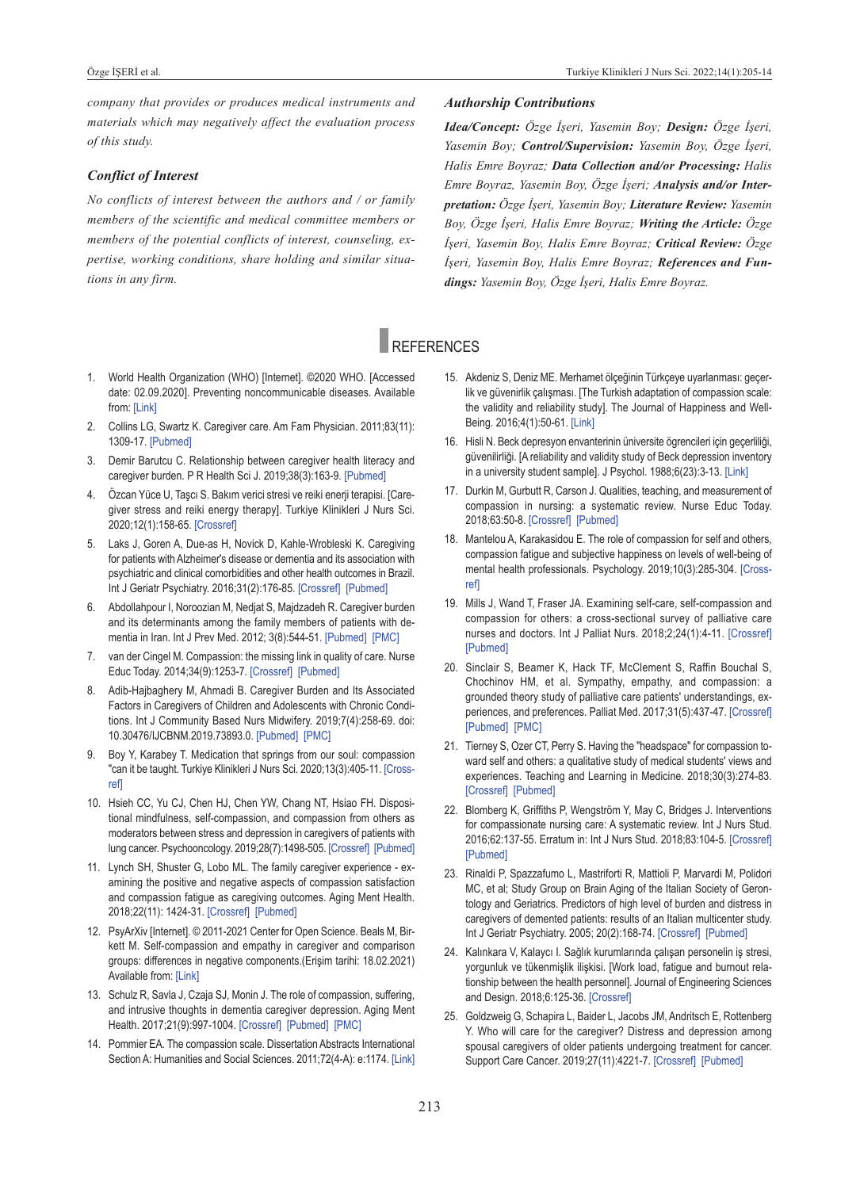*company that provides or produces medical instruments and materials which may negatively affect the evaluation process of this study.*

### *Conflict of Interest*

*No conflicts of interest between the authors and / or family members of the scientific and medical committee members or members of the potential conflicts of interest, counseling, expertise, working conditions, share holding and similar situations in any firm.*

### *Authorship Contributions*

***Idea/Concept:*** *Özge İşeri, Yasemin Boy;* ***Design:*** *Özge İşeri, Yasemin Boy;* ***Control/Supervision:*** *Yasemin Boy, Özge İşeri, Halis Emre Boyraz;* ***Data Collection and/or Processing:*** *Halis Emre Boyraz, Yasemin Boy, Özge İşeri;* ***Analysis and/or Interpretation:*** *Özge İşeri, Yasemin Boy;* ***Literature Review:*** *Yasemin Boy, Özge İşeri, Halis Emre Boyraz;* ***Writing the Article:*** *Özge İşeri, Yasemin Boy, Halis Emre Boyraz;* ***Critical Review:*** *Özge İşeri, Yasemin Boy, Halis Emre Boyraz;* ***References and Fundings:*** *Yasemin Boy, Özge İşeri, Halis Emre Boyraz.*

## REFERENCES

1. World Health Organization (WHO) [Internet]. ©2020 WHO. [Accessed date: 02.09.2020]. Preventing noncommunicable diseases. Available from: [Link]
2. Collins LG, Swartz K. Caregiver care. Am Fam Physician. 2011;83(11):1309-17. [Pubmed]
3. Demir Barutcu C. Relationship between caregiver health literacy and caregiver burden. P R Health Sci J. 2019;38(3):163-9. [Pubmed]
4. Özcan Yüce U, Taşçı S. Bakım verici stresi ve reiki enerji terapisi. [Caregiver stress and reiki energy therapy]. Turkiye Klinikleri J Nurs Sci. 2020;12(1):158-65. [Crossref]
5. Laks J, Goren A, Due-as H, Novick D, Kahle-Wrobleski K. Caregiving for patients with Alzheimer's disease or dementia and its association with psychiatric and clinical comorbidities and other health outcomes in Brazil. Int J Geriatr Psychiatry. 2016;31(2):176-85. [Crossref] [Pubmed]
6. Abdollahpour I, Noroozian M, Nedjat S, Majdzadeh R. Caregiver burden and its determinants among the family members of patients with dementia in Iran. Int J Prev Med. 2012; 3(8):544-51. [Pubmed] [PMC]
7. van der Cingel M. Compassion: the missing link in quality of care. Nurse Educ Today. 2014;34(9):1253-7. [Crossref] [Pubmed]
8. Adib-Hajbaghery M, Ahmadi B. Caregiver Burden and Its Associated Factors in Caregivers of Children and Adolescents with Chronic Conditions. Int J Community Based Nurs Midwifery. 2019;7(4):258-69. doi: 10.30476/IJCBNM.2019.73893.0. [Pubmed] [PMC]
9. Boy Y, Karabey T. Medication that springs from our soul: compassion "can it be taught. Turkiye Klinikleri J Nurs Sci. 2020;13(3):405-11. [Crossref]
10. Hsieh CC, Yu CJ, Chen HJ, Chen YW, Chang NT, Hsiao FH. Dispositional mindfulness, self-compassion, and compassion from others as moderators between stress and depression in caregivers of patients with lung cancer. Psychooncology. 2019;28(7):1498-505. [Crossref] [Pubmed]
11. Lynch SH, Shuster G, Lobo ML. The family caregiver experience - examining the positive and negative aspects of compassion satisfaction and compassion fatigue as caregiving outcomes. Aging Ment Health. 2018;22(11): 1424-31. [Crossref] [Pubmed]
12. PsyArXiv [Internet]. © 2011-2021 Center for Open Science. Beals M, Birkett M. Self-compassion and empathy in caregiver and comparison groups: differences in negative components.(Erişim tarihi: 18.02.2021) Available from: [Link]
13. Schulz R, Savla J, Czaja SJ, Monin J. The role of compassion, suffering, and intrusive thoughts in dementia caregiver depression. Aging Ment Health. 2017;21(9):997-1004. [Crossref] [Pubmed] [PMC]
14. Pommier EA. The compassion scale. Dissertation Abstracts International Section A: Humanities and Social Sciences. 2011;72(4-A): e:1174. [Link]
15. Akdeniz S, Deniz ME. Merhamet ölçeğinin Türkçeye uyarlanması: geçerlik ve güvenirlik çalışması. [The Turkish adaptation of compassion scale: the validity and reliability study]. The Journal of Happiness and Well-Being. 2016;4(1):50-61. [Link]
16. Hisli N. Beck depresyon envanterinin üniversite ögrencileri için geçerliliği, güvenilirliği. [A reliability and validity study of Beck depression inventory in a university student sample]. J Psychol. 1988;6(23):3-13. [Link]
17. Durkin M, Gurbutt R, Carson J. Qualities, teaching, and measurement of compassion in nursing: a systematic review. Nurse Educ Today. 2018;63:50-8. [Crossref] [Pubmed]
18. Mantelou A, Karakasidou E. The role of compassion for self and others, compassion fatigue and subjective happiness on levels of well-being of mental health professionals. Psychology. 2019;10(3):285-304. [Crossref]
19. Mills J, Wand T, Fraser JA. Examining self-care, self-compassion and compassion for others: a cross-sectional survey of palliative care nurses and doctors. Int J Palliat Nurs. 2018;2;24(1):4-11. [Crossref] [Pubmed]
20. Sinclair S, Beamer K, Hack TF, McClement S, Raffin Bouchal S, Chochinov HM, et al. Sympathy, empathy, and compassion: a grounded theory study of palliative care patients' understandings, experiences, and preferences. Palliat Med. 2017;31(5):437-47. [Crossref] [Pubmed] [PMC]
21. Tierney S, Ozer CT, Perry S. Having the "headspace" for compassion toward self and others: a qualitative study of medical students' views and experiences. Teaching and Learning in Medicine. 2018;30(3):274-83. [Crossref] [Pubmed]
22. Blomberg K, Griffiths P, Wengström Y, May C, Bridges J. Interventions for compassionate nursing care: A systematic review. Int J Nurs Stud. 2016;62:137-55. Erratum in: Int J Nurs Stud. 2018;83:104-5. [Crossref] [Pubmed]
23. Rinaldi P, Spazzafumo L, Mastriforti R, Mattioli P, Marvardi M, Polidori MC, et al; Study Group on Brain Aging of the Italian Society of Gerontology and Geriatrics. Predictors of high level of burden and distress in caregivers of demented patients: results of an Italian multicenter study. Int J Geriatr Psychiatry. 2005; 20(2):168-74. [Crossref] [Pubmed]
24. Kalınkara V, Kalaycı I. Sağlık kurumlarında çalışan personelin iş stresi, yorgunluk ve tükenmişlik ilişkisi. [Work load, fatigue and burnout relationship between the health personnel]. Journal of Engineering Sciences and Design. 2018;6:125-36. [Crossref]
25. Goldzweig G, Schapira L, Baider L, Jacobs JM, Andritsch E, Rottenberg Y. Who will care for the caregiver? Distress and depression among spousal caregivers of older patients undergoing treatment for cancer. Support Care Cancer. 2019;27(11):4221-7. [Crossref] [Pubmed]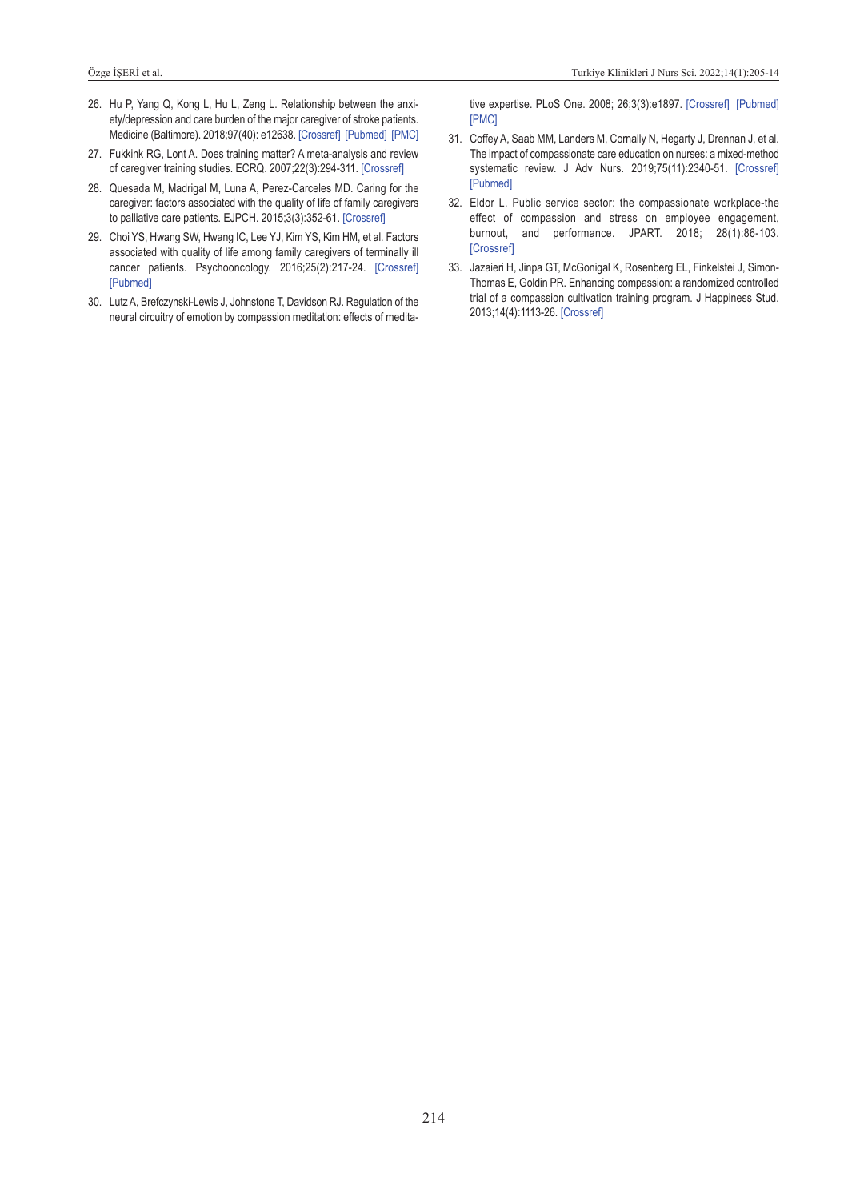26. Hu P, Yang Q, Kong L, Hu L, Zeng L. Relationship between the anxiety/depression and care burden of the major caregiver of stroke patients. Medicine (Baltimore). 2018;97(40): e12638. [Crossref] [Pubmed] [PMC]
27. Fukkink RG, Lont A. Does training matter? A meta-analysis and review of caregiver training studies. ECRQ. 2007;22(3):294-311. [Crossref]
28. Quesada M, Madrigal M, Luna A, Perez-Carceles MD. Caring for the caregiver: factors associated with the quality of life of family caregivers to palliative care patients. EJPCH. 2015;3(3):352-61. [Crossref]
29. Choi YS, Hwang SW, Hwang IC, Lee YJ, Kim YS, Kim HM, et al. Factors associated with quality of life among family caregivers of terminally ill cancer patients. Psychooncology. 2016;25(2):217-24. [Crossref] [Pubmed]
30. Lutz A, Brefczynski-Lewis J, Johnstone T, Davidson RJ. Regulation of the neural circuitry of emotion by compassion meditation: effects of meditative expertise. PLoS One. 2008; 26;3(3):e1897. [Crossref] [Pubmed] [PMC]
31. Coffey A, Saab MM, Landers M, Cornally N, Hegarty J, Drennan J, et al. The impact of compassionate care education on nurses: a mixed-method systematic review. J Adv Nurs. 2019;75(11):2340-51. [Crossref] [Pubmed]
32. Eldor L. Public service sector: the compassionate workplace-the effect of compassion and stress on employee engagement, burnout, and performance. JPART. 2018; 28(1):86-103. [Crossref]
33. Jazaieri H, Jinpa GT, McGonigal K, Rosenberg EL, Finkelstei J, Simon-Thomas E, Goldin PR. Enhancing compassion: a randomized controlled trial of a compassion cultivation training program. J Happiness Stud. 2013;14(4):1113-26. [Crossref]